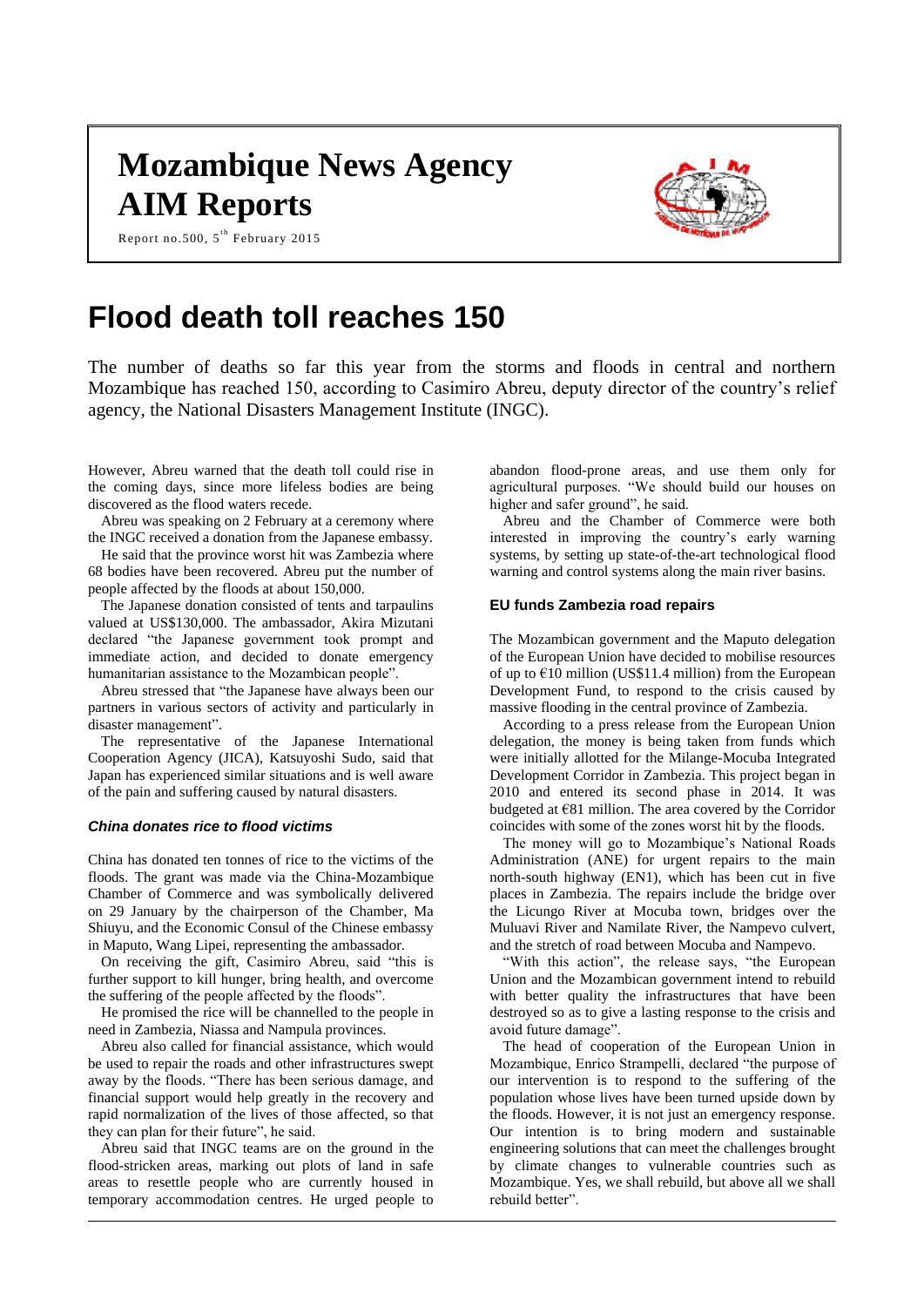# Mozambique News Agency
# AIM Reports

Report no.500, 5th February 2015

# Flood death toll reaches 150

The number of deaths so far this year from the storms and floods in central and northern Mozambique has reached 150, according to Casimiro Abreu, deputy director of the country's relief agency, the National Disasters Management Institute (INGC).

However, Abreu warned that the death toll could rise in the coming days, since more lifeless bodies are being discovered as the flood waters recede.

Abreu was speaking on 2 February at a ceremony where the INGC received a donation from the Japanese embassy.

He said that the province worst hit was Zambezia where 68 bodies have been recovered. Abreu put the number of people affected by the floods at about 150,000.

The Japanese donation consisted of tents and tarpaulins valued at US$130,000. The ambassador, Akira Mizutani declared "the Japanese government took prompt and immediate action, and decided to donate emergency humanitarian assistance to the Mozambican people".

Abreu stressed that "the Japanese have always been our partners in various sectors of activity and particularly in disaster management".

The representative of the Japanese International Cooperation Agency (JICA), Katsuyoshi Sudo, said that Japan has experienced similar situations and is well aware of the pain and suffering caused by natural disasters.

### *China donates rice to flood victims*

China has donated ten tonnes of rice to the victims of the floods. The grant was made via the China-Mozambique Chamber of Commerce and was symbolically delivered on 29 January by the chairperson of the Chamber, Ma Shiuyu, and the Economic Consul of the Chinese embassy in Maputo, Wang Lipei, representing the ambassador.

On receiving the gift, Casimiro Abreu, said "this is further support to kill hunger, bring health, and overcome the suffering of the people affected by the floods".

He promised the rice will be channelled to the people in need in Zambezia, Niassa and Nampula provinces.

Abreu also called for financial assistance, which would be used to repair the roads and other infrastructures swept away by the floods. "There has been serious damage, and financial support would help greatly in the recovery and rapid normalization of the lives of those affected, so that they can plan for their future", he said.

Abreu said that INGC teams are on the ground in the flood-stricken areas, marking out plots of land in safe areas to resettle people who are currently housed in temporary accommodation centres. He urged people to abandon flood-prone areas, and use them only for agricultural purposes. "We should build our houses on higher and safer ground", he said.

Abreu and the Chamber of Commerce were both interested in improving the country's early warning systems, by setting up state-of-the-art technological flood warning and control systems along the main river basins.

### EU funds Zambezia road repairs

The Mozambican government and the Maputo delegation of the European Union have decided to mobilise resources of up to €10 million (US$11.4 million) from the European Development Fund, to respond to the crisis caused by massive flooding in the central province of Zambezia.

According to a press release from the European Union delegation, the money is being taken from funds which were initially allotted for the Milange-Mocuba Integrated Development Corridor in Zambezia. This project began in 2010 and entered its second phase in 2014. It was budgeted at €81 million. The area covered by the Corridor coincides with some of the zones worst hit by the floods.

The money will go to Mozambique's National Roads Administration (ANE) for urgent repairs to the main north-south highway (EN1), which has been cut in five places in Zambezia. The repairs include the bridge over the Licungo River at Mocuba town, bridges over the Muluavi River and Namilate River, the Nampevo culvert, and the stretch of road between Mocuba and Nampevo.

"With this action", the release says, "the European Union and the Mozambican government intend to rebuild with better quality the infrastructures that have been destroyed so as to give a lasting response to the crisis and avoid future damage".

The head of cooperation of the European Union in Mozambique, Enrico Strampelli, declared "the purpose of our intervention is to respond to the suffering of the population whose lives have been turned upside down by the floods. However, it is not just an emergency response. Our intention is to bring modern and sustainable engineering solutions that can meet the challenges brought by climate changes to vulnerable countries such as Mozambique. Yes, we shall rebuild, but above all we shall rebuild better".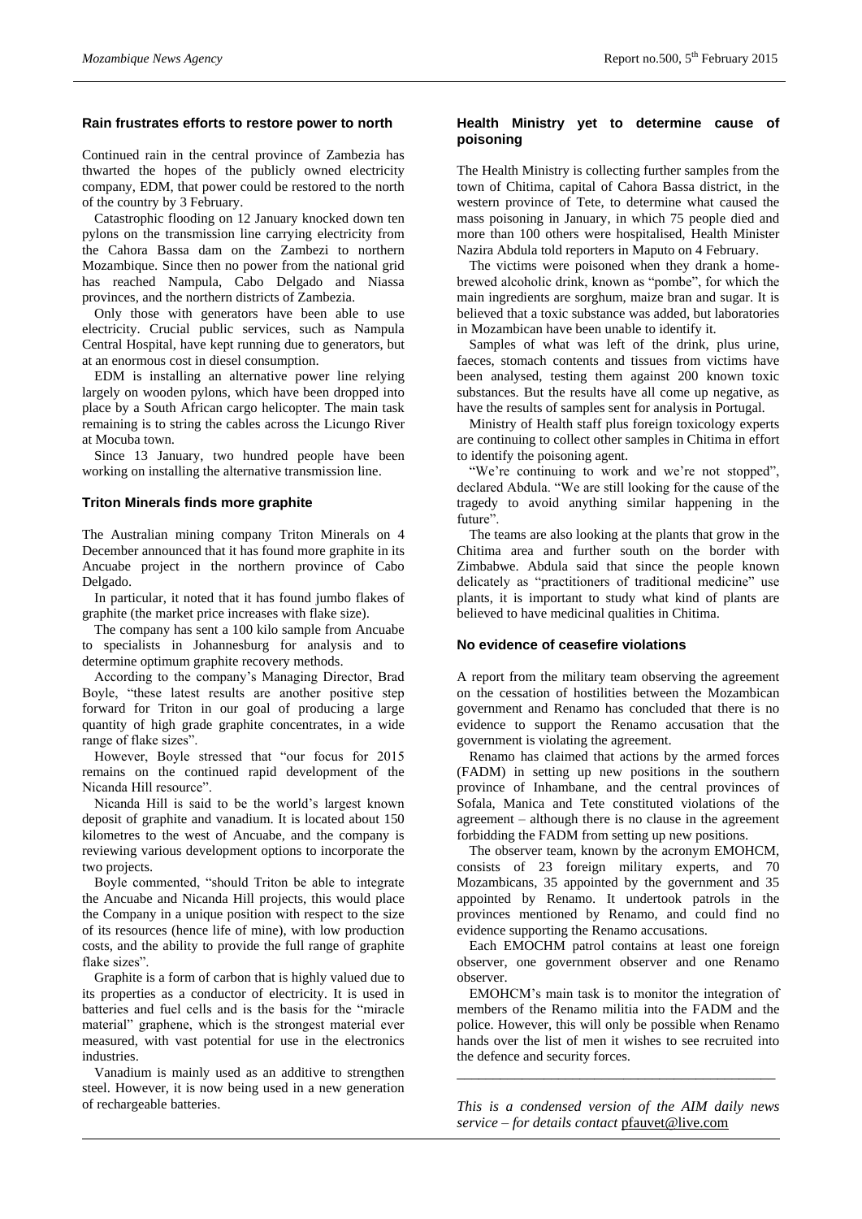## Rain frustrates efforts to restore power to north

Continued rain in the central province of Zambezia has thwarted the hopes of the publicly owned electricity company, EDM, that power could be restored to the north of the country by 3 February.

Catastrophic flooding on 12 January knocked down ten pylons on the transmission line carrying electricity from the Cahora Bassa dam on the Zambezi to northern Mozambique. Since then no power from the national grid has reached Nampula, Cabo Delgado and Niassa provinces, and the northern districts of Zambezia.

Only those with generators have been able to use electricity. Crucial public services, such as Nampula Central Hospital, have kept running due to generators, but at an enormous cost in diesel consumption.

EDM is installing an alternative power line relying largely on wooden pylons, which have been dropped into place by a South African cargo helicopter. The main task remaining is to string the cables across the Licungo River at Mocuba town.

Since 13 January, two hundred people have been working on installing the alternative transmission line.

## Triton Minerals finds more graphite

The Australian mining company Triton Minerals on 4 December announced that it has found more graphite in its Ancuabe project in the northern province of Cabo Delgado.

In particular, it noted that it has found jumbo flakes of graphite (the market price increases with flake size).

The company has sent a 100 kilo sample from Ancuabe to specialists in Johannesburg for analysis and to determine optimum graphite recovery methods.

According to the company's Managing Director, Brad Boyle, "these latest results are another positive step forward for Triton in our goal of producing a large quantity of high grade graphite concentrates, in a wide range of flake sizes".

However, Boyle stressed that "our focus for 2015 remains on the continued rapid development of the Nicanda Hill resource".

Nicanda Hill is said to be the world's largest known deposit of graphite and vanadium. It is located about 150 kilometres to the west of Ancuabe, and the company is reviewing various development options to incorporate the two projects.

Boyle commented, "should Triton be able to integrate the Ancuabe and Nicanda Hill projects, this would place the Company in a unique position with respect to the size of its resources (hence life of mine), with low production costs, and the ability to provide the full range of graphite flake sizes".

Graphite is a form of carbon that is highly valued due to its properties as a conductor of electricity. It is used in batteries and fuel cells and is the basis for the "miracle material" graphene, which is the strongest material ever measured, with vast potential for use in the electronics industries.

Vanadium is mainly used as an additive to strengthen steel. However, it is now being used in a new generation of rechargeable batteries.

## Health Ministry yet to determine cause of poisoning

The Health Ministry is collecting further samples from the town of Chitima, capital of Cahora Bassa district, in the western province of Tete, to determine what caused the mass poisoning in January, in which 75 people died and more than 100 others were hospitalised, Health Minister Nazira Abdula told reporters in Maputo on 4 February.

The victims were poisoned when they drank a home-brewed alcoholic drink, known as "pombe", for which the main ingredients are sorghum, maize bran and sugar. It is believed that a toxic substance was added, but laboratories in Mozambican have been unable to identify it.

Samples of what was left of the drink, plus urine, faeces, stomach contents and tissues from victims have been analysed, testing them against 200 known toxic substances. But the results have all come up negative, as have the results of samples sent for analysis in Portugal.

Ministry of Health staff plus foreign toxicology experts are continuing to collect other samples in Chitima in effort to identify the poisoning agent.

"We're continuing to work and we're not stopped", declared Abdula. "We are still looking for the cause of the tragedy to avoid anything similar happening in the future".

The teams are also looking at the plants that grow in the Chitima area and further south on the border with Zimbabwe. Abdula said that since the people known delicately as "practitioners of traditional medicine" use plants, it is important to study what kind of plants are believed to have medicinal qualities in Chitima.

## No evidence of ceasefire violations

A report from the military team observing the agreement on the cessation of hostilities between the Mozambican government and Renamo has concluded that there is no evidence to support the Renamo accusation that the government is violating the agreement.

Renamo has claimed that actions by the armed forces (FADM) in setting up new positions in the southern province of Inhambane, and the central provinces of Sofala, Manica and Tete constituted violations of the agreement – although there is no clause in the agreement forbidding the FADM from setting up new positions.

The observer team, known by the acronym EMOHCM, consists of 23 foreign military experts, and 70 Mozambicans, 35 appointed by the government and 35 appointed by Renamo. It undertook patrols in the provinces mentioned by Renamo, and could find no evidence supporting the Renamo accusations.

Each EMOCHM patrol contains at least one foreign observer, one government observer and one Renamo observer.

EMOHCM's main task is to monitor the integration of members of the Renamo militia into the FADM and the police. However, this will only be possible when Renamo hands over the list of men it wishes to see recruited into the defence and security forces.

---

*This is a condensed version of the AIM daily news service – for details contact* pfauvet@live.com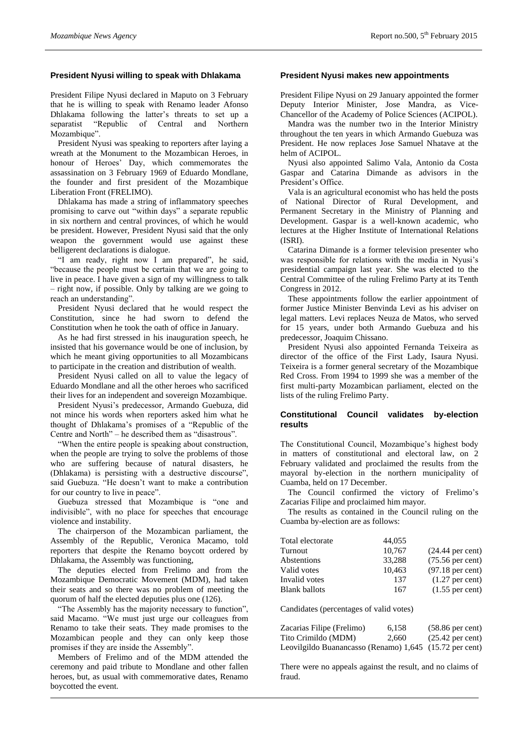## President Nyusi willing to speak with Dhlakama

President Filipe Nyusi declared in Maputo on 3 February that he is willing to speak with Renamo leader Afonso Dhlakama following the latter's threats to set up a separatist "Republic of Central and Northern Mozambique".

President Nyusi was speaking to reporters after laying a wreath at the Monument to the Mozambican Heroes, in honour of Heroes' Day, which commemorates the assassination on 3 February 1969 of Eduardo Mondlane, the founder and first president of the Mozambique Liberation Front (FRELIMO).

Dhlakama has made a string of inflammatory speeches promising to carve out "within days" a separate republic in six northern and central provinces, of which he would be president. However, President Nyusi said that the only weapon the government would use against these belligerent declarations is dialogue.

"I am ready, right now I am prepared", he said, "because the people must be certain that we are going to live in peace. I have given a sign of my willingness to talk – right now, if possible. Only by talking are we going to reach an understanding".

President Nyusi declared that he would respect the Constitution, since he had sworn to defend the Constitution when he took the oath of office in January.

As he had first stressed in his inauguration speech, he insisted that his governance would be one of inclusion, by which he meant giving opportunities to all Mozambicans to participate in the creation and distribution of wealth.

President Nyusi called on all to value the legacy of Eduardo Mondlane and all the other heroes who sacrificed their lives for an independent and sovereign Mozambique.

President Nyusi's predecessor, Armando Guebuza, did not mince his words when reporters asked him what he thought of Dhlakama's promises of a "Republic of the Centre and North" – he described them as "disastrous".

"When the entire people is speaking about construction, when the people are trying to solve the problems of those who are suffering because of natural disasters, he (Dhlakama) is persisting with a destructive discourse", said Guebuza. "He doesn't want to make a contribution for our country to live in peace".

Guebuza stressed that Mozambique is "one and indivisible", with no place for speeches that encourage violence and instability.

The chairperson of the Mozambican parliament, the Assembly of the Republic, Veronica Macamo, told reporters that despite the Renamo boycott ordered by Dhlakama, the Assembly was functioning,

The deputies elected from Frelimo and from the Mozambique Democratic Movement (MDM), had taken their seats and so there was no problem of meeting the quorum of half the elected deputies plus one (126).

"The Assembly has the majority necessary to function", said Macamo. "We must just urge our colleagues from Renamo to take their seats. They made promises to the Mozambican people and they can only keep those promises if they are inside the Assembly".

Members of Frelimo and of the MDM attended the ceremony and paid tribute to Mondlane and other fallen heroes, but, as usual with commemorative dates, Renamo boycotted the event.

## President Nyusi makes new appointments

President Filipe Nyusi on 29 January appointed the former Deputy Interior Minister, Jose Mandra, as Vice-Chancellor of the Academy of Police Sciences (ACIPOL).

Mandra was the number two in the Interior Ministry throughout the ten years in which Armando Guebuza was President. He now replaces Jose Samuel Nhatave at the helm of ACIPOL.

Nyusi also appointed Salimo Vala, Antonio da Costa Gaspar and Catarina Dimande as advisors in the President's Office.

Vala is an agricultural economist who has held the posts of National Director of Rural Development, and Permanent Secretary in the Ministry of Planning and Development. Gaspar is a well-known academic, who lectures at the Higher Institute of International Relations (ISRI).

Catarina Dimande is a former television presenter who was responsible for relations with the media in Nyusi's presidential campaign last year. She was elected to the Central Committee of the ruling Frelimo Party at its Tenth Congress in 2012.

These appointments follow the earlier appointment of former Justice Minister Benvinda Levi as his adviser on legal matters. Levi replaces Neuza de Matos, who served for 15 years, under both Armando Guebuza and his predecessor, Joaquim Chissano.

President Nyusi also appointed Fernanda Teixeira as director of the office of the First Lady, Isaura Nyusi. Teixeira is a former general secretary of the Mozambique Red Cross. From 1994 to 1999 she was a member of the first multi-party Mozambican parliament, elected on the lists of the ruling Frelimo Party.

## Constitutional Council validates by-election results

The Constitutional Council, Mozambique's highest body in matters of constitutional and electoral law, on 2 February validated and proclaimed the results from the mayoral by-election in the northern municipality of Cuamba, held on 17 December.

The Council confirmed the victory of Frelimo's Zacarias Filipe and proclaimed him mayor.

The results as contained in the Council ruling on the Cuamba by-election are as follows:

| | | |
|---|---|---|
| Total electorate | 44,055 | |
| Turnout | 10,767 | (24.44 per cent) |
| Abstentions | 33,288 | (75.56 per cent) |
| Valid votes | 10,463 | (97.18 per cent) |
| Invalid votes | 137 | (1.27 per cent) |
| Blank ballots | 167 | (1.55 per cent) |

Candidates (percentages of valid votes)

| | | |
|---|---|---|
| Zacarias Filipe (Frelimo) | 6,158 | (58.86 per cent) |
| Tito Crimildo (MDM) | 2,660 | (25.42 per cent) |
| Leovilgildo Buanancasso (Renamo) | 1,645 | (15.72 per cent) |

There were no appeals against the result, and no claims of fraud.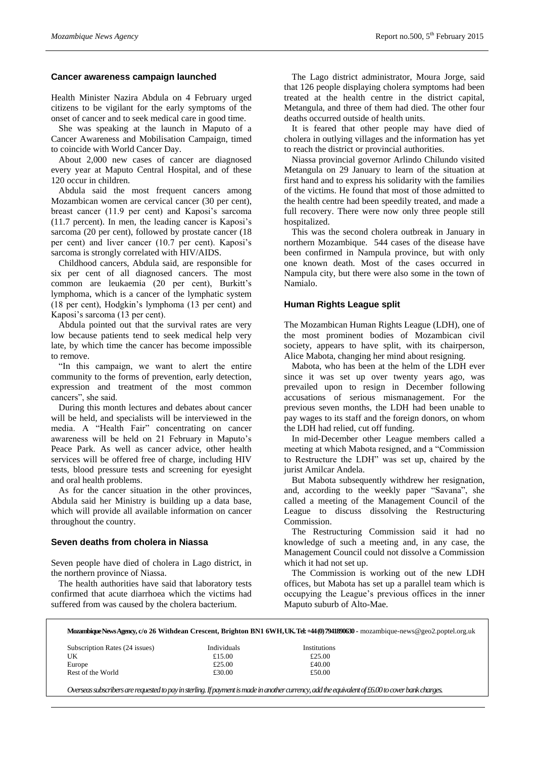## Cancer awareness campaign launched

Health Minister Nazira Abdula on 4 February urged citizens to be vigilant for the early symptoms of the onset of cancer and to seek medical care in good time.

She was speaking at the launch in Maputo of a Cancer Awareness and Mobilisation Campaign, timed to coincide with World Cancer Day.

About 2,000 new cases of cancer are diagnosed every year at Maputo Central Hospital, and of these 120 occur in children.

Abdula said the most frequent cancers among Mozambican women are cervical cancer (30 per cent), breast cancer (11.9 per cent) and Kaposi's sarcoma (11.7 percent). In men, the leading cancer is Kaposi's sarcoma (20 per cent), followed by prostate cancer (18 per cent) and liver cancer (10.7 per cent). Kaposi's sarcoma is strongly correlated with HIV/AIDS.

Childhood cancers, Abdula said, are responsible for six per cent of all diagnosed cancers. The most common are leukaemia (20 per cent), Burkitt's lymphoma, which is a cancer of the lymphatic system (18 per cent), Hodgkin's lymphoma (13 per cent) and Kaposi's sarcoma (13 per cent).

Abdula pointed out that the survival rates are very low because patients tend to seek medical help very late, by which time the cancer has become impossible to remove.

"In this campaign, we want to alert the entire community to the forms of prevention, early detection, expression and treatment of the most common cancers", she said.

During this month lectures and debates about cancer will be held, and specialists will be interviewed in the media. A "Health Fair" concentrating on cancer awareness will be held on 21 February in Maputo's Peace Park. As well as cancer advice, other health services will be offered free of charge, including HIV tests, blood pressure tests and screening for eyesight and oral health problems.

As for the cancer situation in the other provinces, Abdula said her Ministry is building up a data base, which will provide all available information on cancer throughout the country.

## Seven deaths from cholera in Niassa

Seven people have died of cholera in Lago district, in the northern province of Niassa.

The health authorities have said that laboratory tests confirmed that acute diarrhoea which the victims had suffered from was caused by the cholera bacterium.

The Lago district administrator, Moura Jorge, said that 126 people displaying cholera symptoms had been treated at the health centre in the district capital, Metangula, and three of them had died. The other four deaths occurred outside of health units.

It is feared that other people may have died of cholera in outlying villages and the information has yet to reach the district or provincial authorities.

Niassa provincial governor Arlindo Chilundo visited Metangula on 29 January to learn of the situation at first hand and to express his solidarity with the families of the victims. He found that most of those admitted to the health centre had been speedily treated, and made a full recovery. There were now only three people still hospitalized.

This was the second cholera outbreak in January in northern Mozambique. 544 cases of the disease have been confirmed in Nampula province, but with only one known death. Most of the cases occurred in Nampula city, but there were also some in the town of Namialo.

## Human Rights League split

The Mozambican Human Rights League (LDH), one of the most prominent bodies of Mozambican civil society, appears to have split, with its chairperson, Alice Mabota, changing her mind about resigning.

Mabota, who has been at the helm of the LDH ever since it was set up over twenty years ago, was prevailed upon to resign in December following accusations of serious mismanagement. For the previous seven months, the LDH had been unable to pay wages to its staff and the foreign donors, on whom the LDH had relied, cut off funding.

In mid-December other League members called a meeting at which Mabota resigned, and a "Commission to Restructure the LDH" was set up, chaired by the jurist Amilcar Andela.

But Mabota subsequently withdrew her resignation, and, according to the weekly paper "Savana", she called a meeting of the Management Council of the League to discuss dissolving the Restructuring Commission.

The Restructuring Commission said it had no knowledge of such a meeting and, in any case, the Management Council could not dissolve a Commission which it had not set up.

The Commission is working out of the new LDH offices, but Mabota has set up a parallel team which is occupying the League's previous offices in the inner Maputo suburb of Alto-Mae.

**Mozambique News Agency, c/o 26 Withdean Crescent, Brighton BN1 6WH, UK. Tel: +44 (0) 7941890630 -** mozambique-news@geo2.poptel.org.uk

| Subscription Rates (24 issues) | Individuals | Institutions |
|---|---|---|
| UK | £15.00 | £25.00 |
| Europe | £25.00 | £40.00 |
| Rest of the World | £30.00 | £50.00 |

*Overseas subscribers are requested to pay in sterling. If payment is made in another currency, add the equivalent of £6.00 to cover bank charges.*